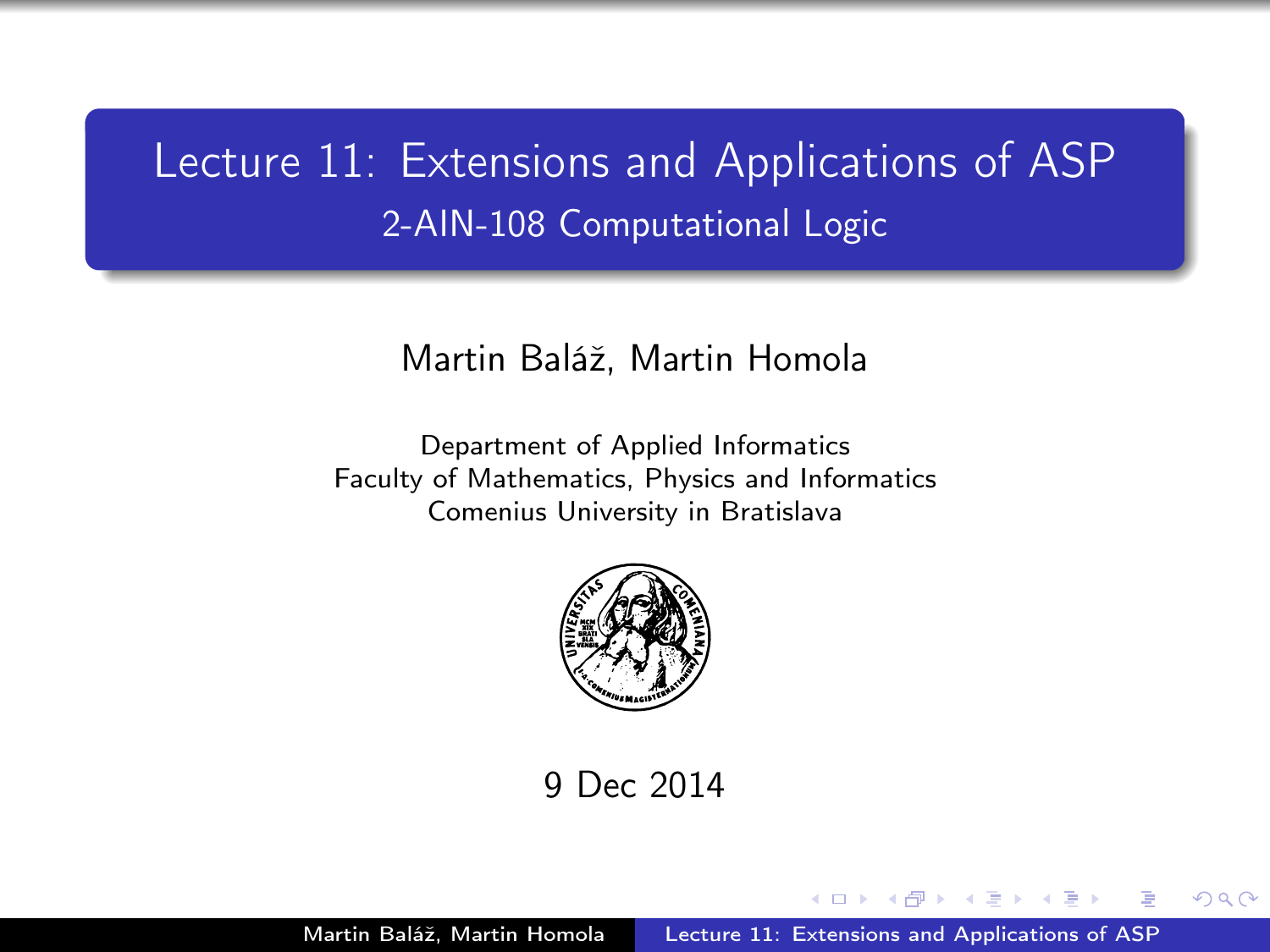# Lecture 11: Extensions and Applications of ASP

## 2-AIN-108 Computational Logic

Martin Baláž, Martin Homola

Department of Applied Informatics
Faculty of Mathematics, Physics and Informatics
Comenius University in Bratislava

9 Dec 2014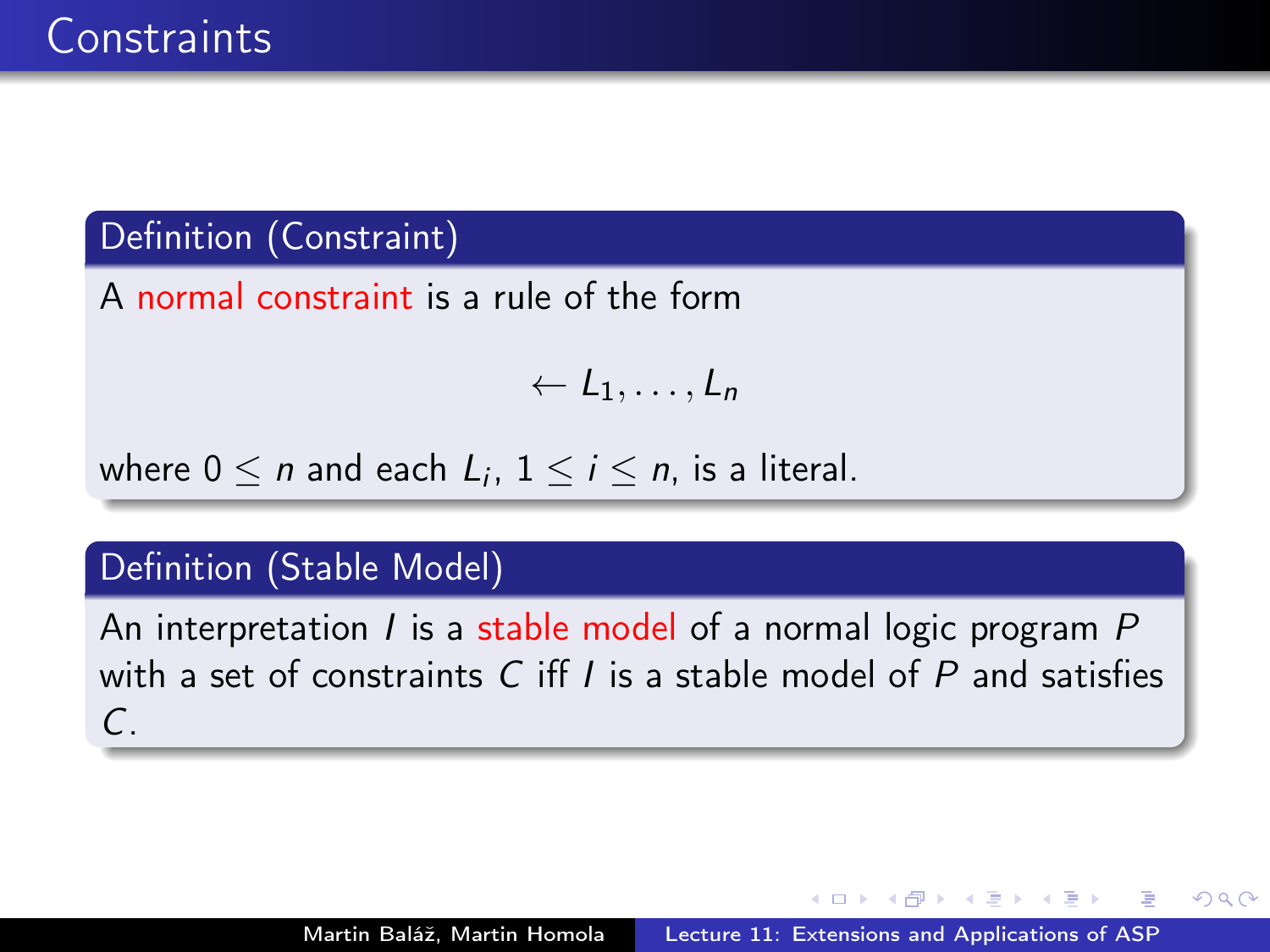# Constraints

### Definition (Constraint)

A normal constraint is a rule of the form

$$\leftarrow L_1, \ldots, L_n$$

where $0 \leq n$ and each $L_i$, $1 \leq i \leq n$, is a literal.

### Definition (Stable Model)

An interpretation $I$ is a stable model of a normal logic program $P$ with a set of constraints $C$ iff $I$ is a stable model of $P$ and satisfies $C$.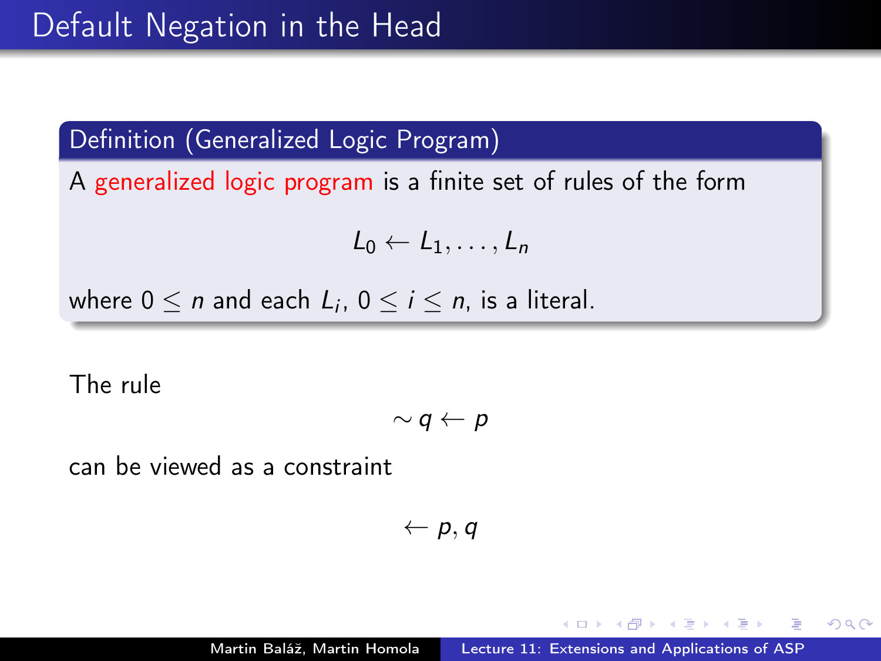# Default Negation in the Head

**Definition (Generalized Logic Program)**

A generalized logic program is a finite set of rules of the form

$$L_0 \leftarrow L_1, \ldots, L_n$$

where $0 \leq n$ and each $L_i$, $0 \leq i \leq n$, is a literal.

The rule

$$\sim q \leftarrow p$$

can be viewed as a constraint

$$\leftarrow p, q$$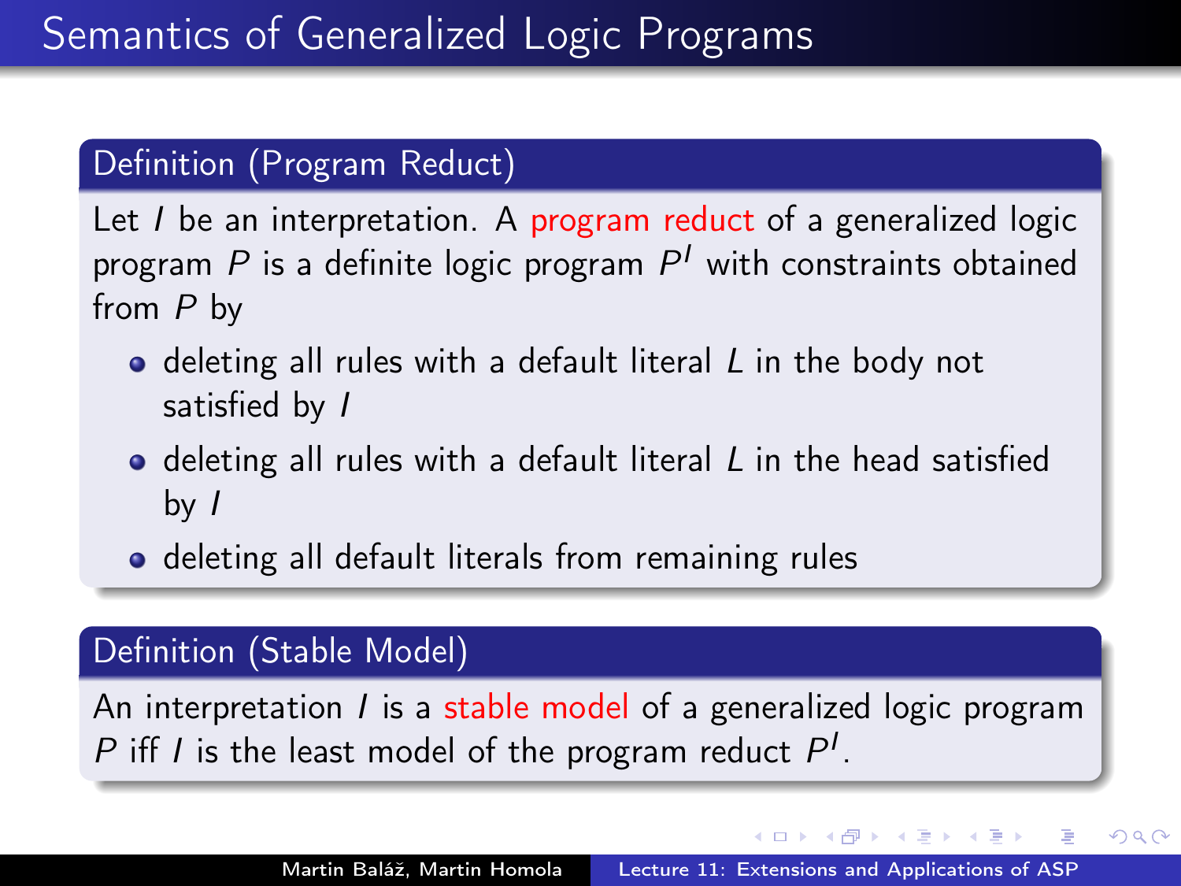# Semantics of Generalized Logic Programs

### Definition (Program Reduct)

Let $I$ be an interpretation. A program reduct of a generalized logic program $P$ is a definite logic program $P^I$ with constraints obtained from $P$ by

- deleting all rules with a default literal $L$ in the body not satisfied by $I$
- deleting all rules with a default literal $L$ in the head satisfied by $I$
- deleting all default literals from remaining rules

### Definition (Stable Model)

An interpretation $I$ is a stable model of a generalized logic program $P$ iff $I$ is the least model of the program reduct $P^I$.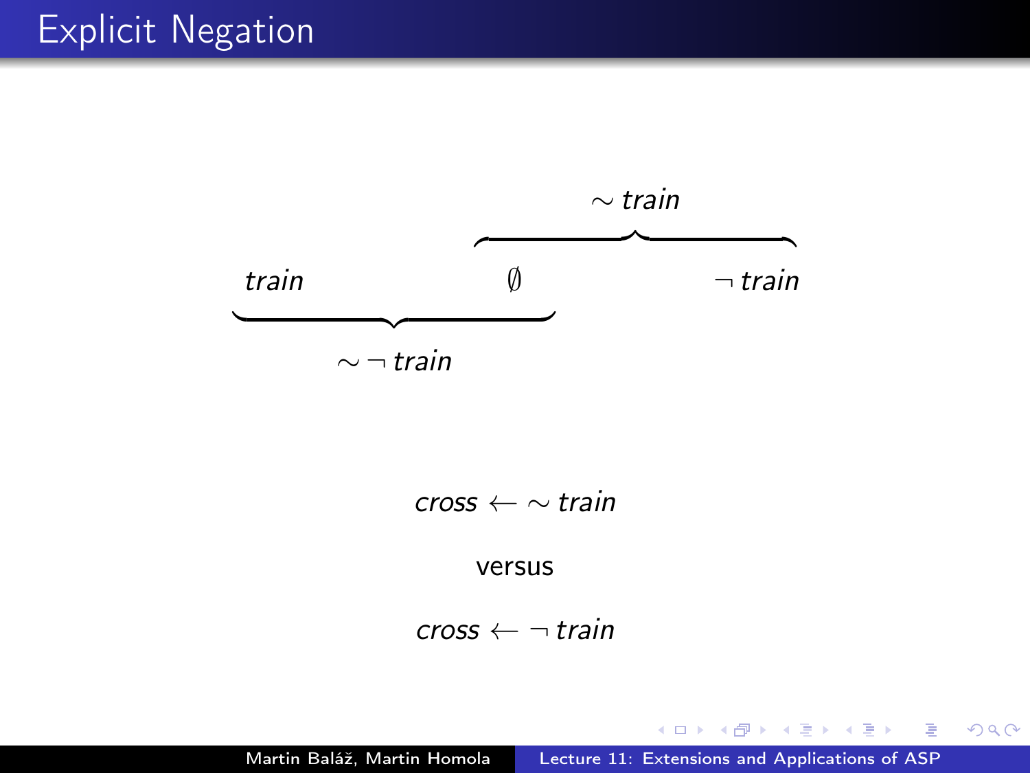# Explicit Negation

$$\overbrace{\phantom{\emptyset \qquad\qquad} \qquad\qquad \phantom{\neg\, train}}^{\sim train}$$

$$\underbrace{train \qquad\qquad \emptyset}_{\sim \neg\, train} \qquad\qquad \neg\, train$$

$$cross \leftarrow \sim train$$

versus

$$cross \leftarrow \neg\, train$$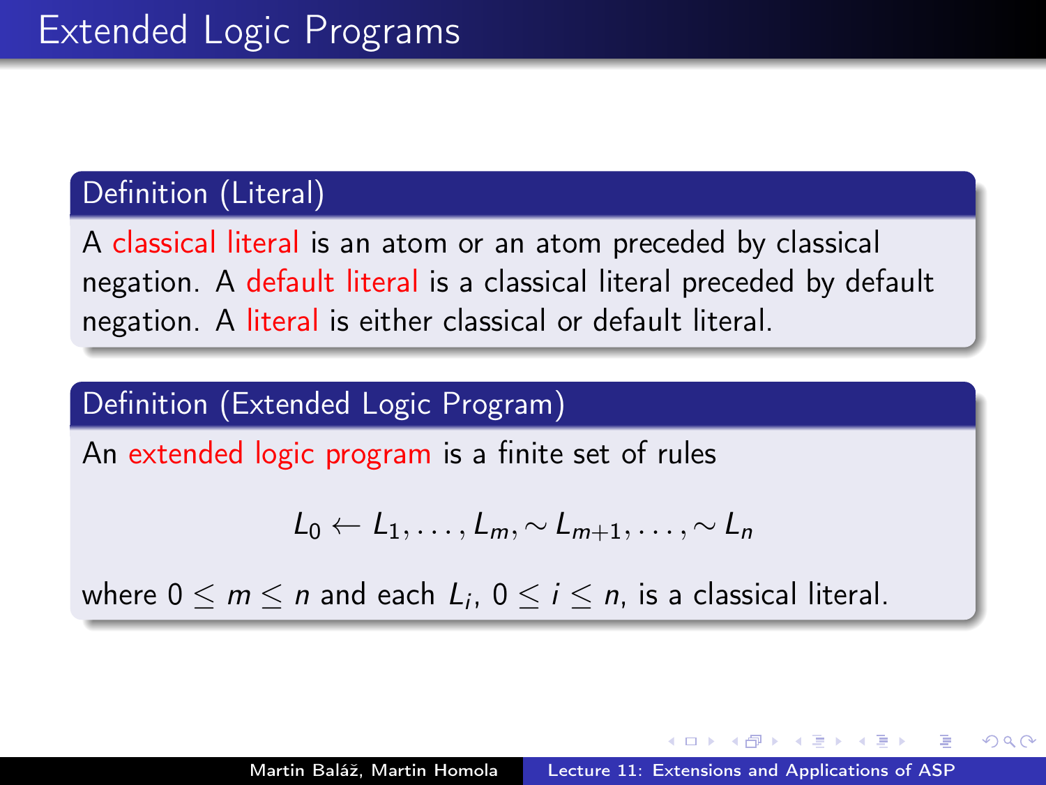# Extended Logic Programs

## Definition (Literal)

A classical literal is an atom or an atom preceded by classical negation. A default literal is a classical literal preceded by default negation. A literal is either classical or default literal.

## Definition (Extended Logic Program)

An extended logic program is a finite set of rules

$$L_0 \leftarrow L_1, \dots, L_m, \sim L_{m+1}, \dots, \sim L_n$$

where $0 \leq m \leq n$ and each $L_i$, $0 \leq i \leq n$, is a classical literal.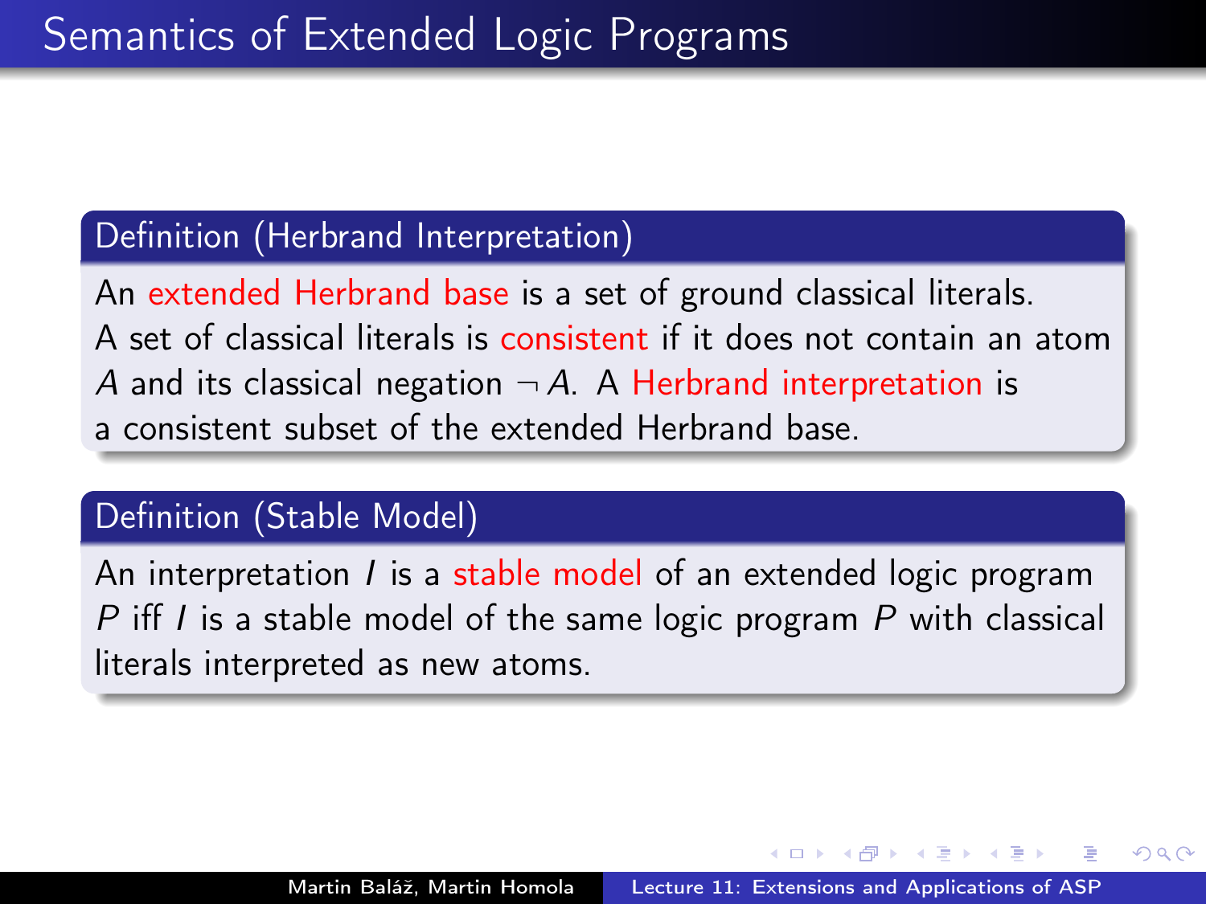# Semantics of Extended Logic Programs

**Definition (Herbrand Interpretation)**

An extended Herbrand base is a set of ground classical literals. A set of classical literals is consistent if it does not contain an atom $A$ and its classical negation $\neg A$. A Herbrand interpretation is a consistent subset of the extended Herbrand base.

**Definition (Stable Model)**

An interpretation $I$ is a stable model of an extended logic program $P$ iff $I$ is a stable model of the same logic program $P$ with classical literals interpreted as new atoms.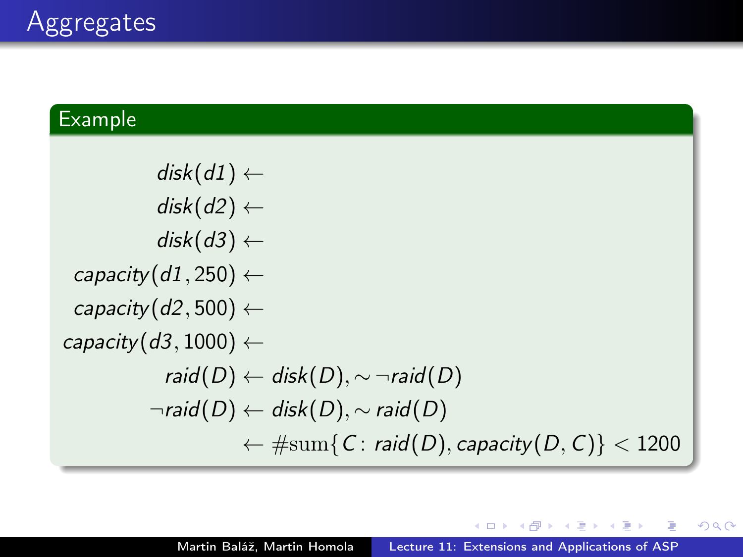# Aggregates

## Example

$$
\begin{aligned}
disk(d1) &\leftarrow \\
disk(d2) &\leftarrow \\
disk(d3) &\leftarrow \\
capacity(d1, 250) &\leftarrow \\
capacity(d2, 500) &\leftarrow \\
capacity(d3, 1000) &\leftarrow \\
raid(D) &\leftarrow disk(D), \sim \neg raid(D) \\
\neg raid(D) &\leftarrow disk(D), \sim raid(D) \\
&\leftarrow \#\mathrm{sum}\{C \colon raid(D), capacity(D, C)\} < 1200
\end{aligned}
$$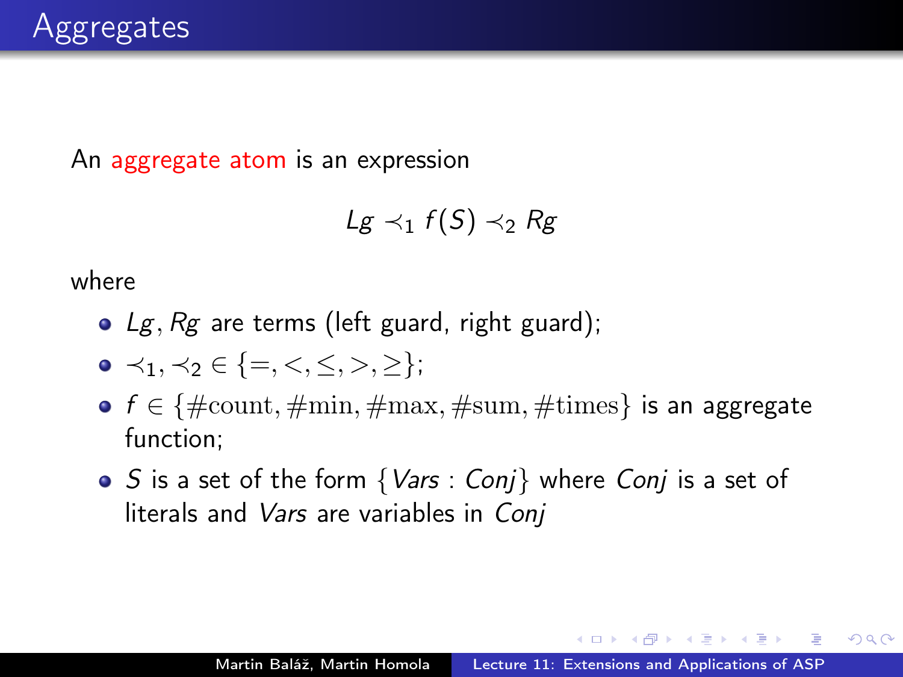# Aggregates

An aggregate atom is an expression

$$Lg \prec_1 f(S) \prec_2 Rg$$

where

- $Lg, Rg$ are terms (left guard, right guard);
- $\prec_1, \prec_2 \in \{=, <, \leq, >, \geq\}$;
- $f \in \{\#\text{count}, \#\text{min}, \#\text{max}, \#\text{sum}, \#\text{times}\}$ is an aggregate function;
- $S$ is a set of the form $\{\mathit{Vars} : \mathit{Conj}\}$ where $\mathit{Conj}$ is a set of literals and $\mathit{Vars}$ are variables in $\mathit{Conj}$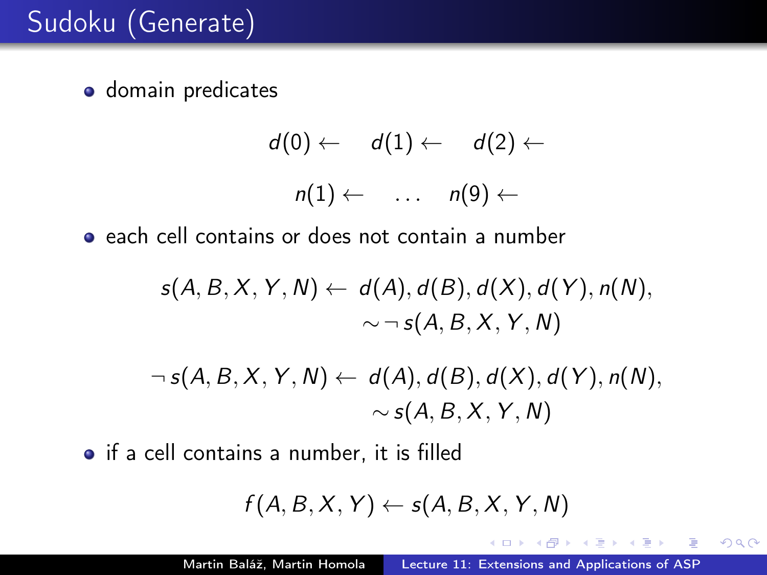# Sudoku (Generate)

- domain predicates

$$d(0) \leftarrow \quad d(1) \leftarrow \quad d(2) \leftarrow$$

$$n(1) \leftarrow \quad \dots \quad n(9) \leftarrow$$

- each cell contains or does not contain a number

$$s(A, B, X, Y, N) \leftarrow d(A), d(B), d(X), d(Y), n(N), \sim \neg s(A, B, X, Y, N)$$

$$\neg s(A, B, X, Y, N) \leftarrow d(A), d(B), d(X), d(Y), n(N), \sim s(A, B, X, Y, N)$$

- if a cell contains a number, it is filled

$$f(A, B, X, Y) \leftarrow s(A, B, X, Y, N)$$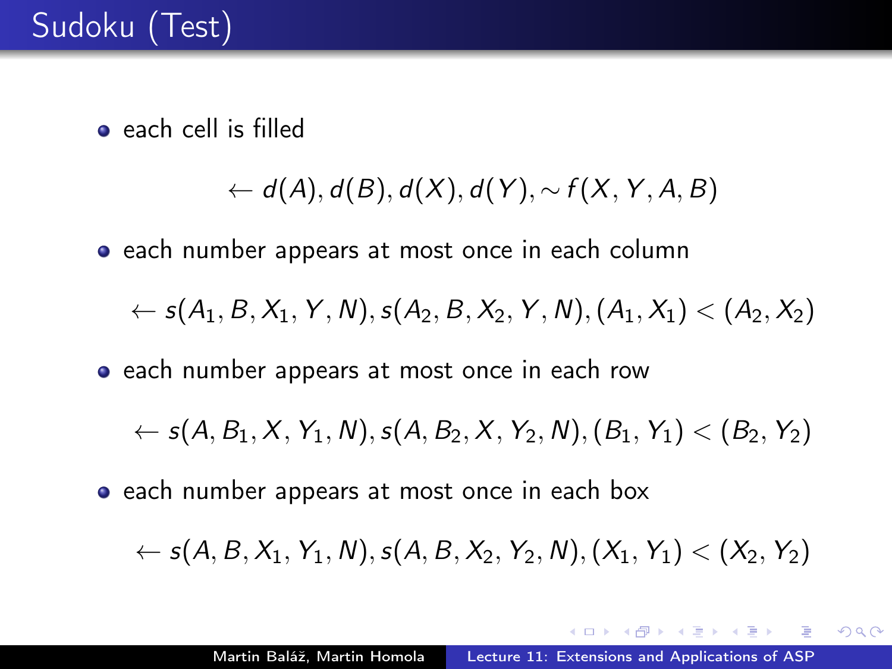# Sudoku (Test)

- each cell is filled

$$\leftarrow d(A), d(B), d(X), d(Y), \sim f(X, Y, A, B)$$

- each number appears at most once in each column

$$\leftarrow s(A_1, B, X_1, Y, N), s(A_2, B, X_2, Y, N), (A_1, X_1) < (A_2, X_2)$$

- each number appears at most once in each row

$$\leftarrow s(A, B_1, X, Y_1, N), s(A, B_2, X, Y_2, N), (B_1, Y_1) < (B_2, Y_2)$$

- each number appears at most once in each box

$$\leftarrow s(A, B, X_1, Y_1, N), s(A, B, X_2, Y_2, N), (X_1, Y_1) < (X_2, Y_2)$$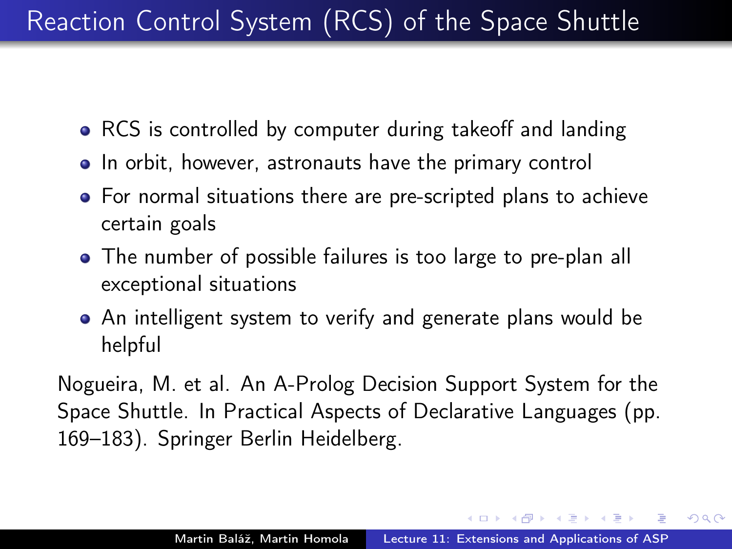# Reaction Control System (RCS) of the Space Shuttle

- RCS is controlled by computer during takeoff and landing
- In orbit, however, astronauts have the primary control
- For normal situations there are pre-scripted plans to achieve certain goals
- The number of possible failures is too large to pre-plan all exceptional situations
- An intelligent system to verify and generate plans would be helpful

Nogueira, M. et al. An A-Prolog Decision Support System for the Space Shuttle. In Practical Aspects of Declarative Languages (pp. 169–183). Springer Berlin Heidelberg.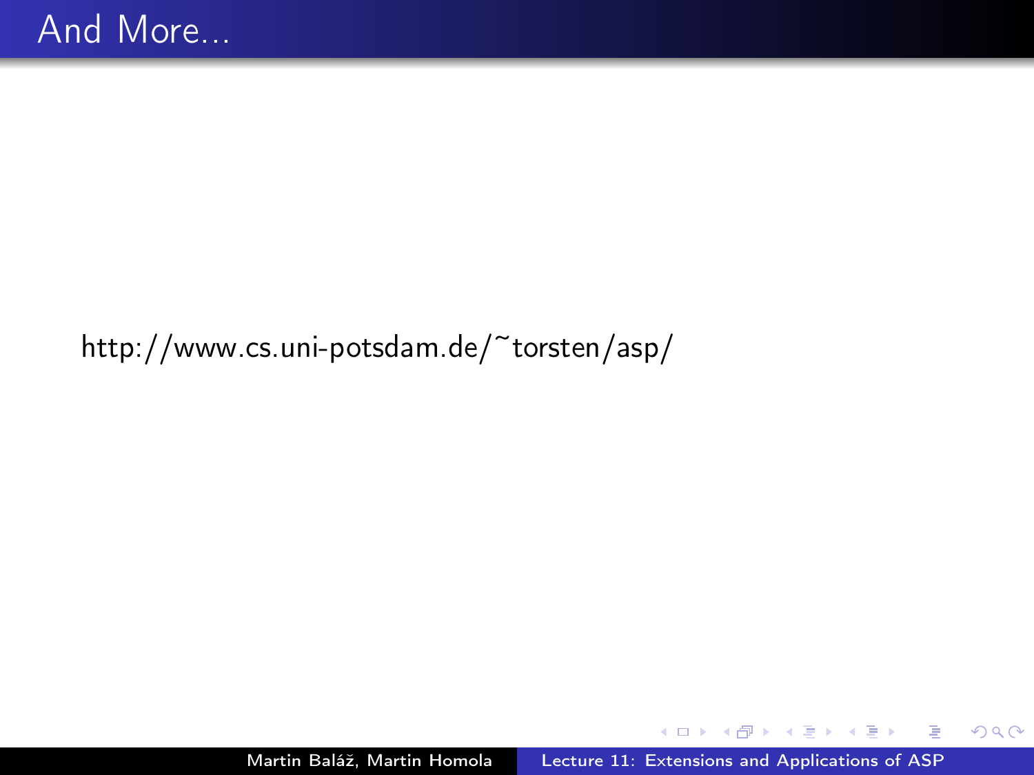# And More...

http://www.cs.uni-potsdam.de/~torsten/asp/